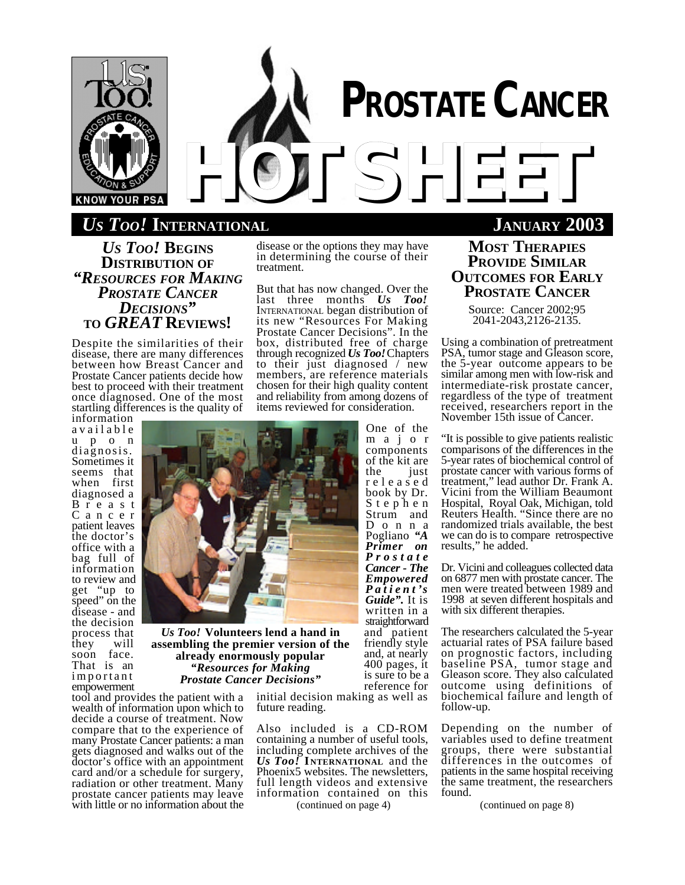# PROSTATE CANCER HOTSHEET

## *Us Too!* INTERNATIONAL — JANUARY 2003

## *Us Too!* Begins Distribution of *"Resources for Making Prostate Cancer Decisions"* to *GREAT* Reviews!

Despite the similarities of their disease, there are many differences between how Breast Cancer and Prostate Cancer patients decide how best to proceed with their treatment once diagnosed. One of the most startling differences is the quality of information available upon diagnosis. Sometimes it seems that when first diagnosed a Breast Cancer patient leaves the doctor's office with a bag full of information to review and get "up to speed" on the disease - and the decision process that they will soon face. That is an important empowerment tool and provides the patient with a wealth of information upon which to decide a course of treatment. Now compare that to the experience of many Prostate Cancer patients: a man gets diagnosed and walks out of the doctor's office with an appointment card and/or a schedule for surgery, radiation or other treatment. Many prostate cancer patients may leave with little or no information about the disease or the options they may have in determining the course of their treatment.

But that has now changed. Over the last three months ***Us Too!*** INTERNATIONAL began distribution of its new "Resources For Making Prostate Cancer Decisions". In the box, distributed free of charge through recognized ***Us Too!*** Chapters to their just diagnosed / new members, are reference materials chosen for their high quality content and reliability from among dozens of items reviewed for consideration.

***Us Too!* Volunteers lend a hand in assembling the premier version of the already enormously popular *"Resources for Making Prostate Cancer Decisions"***

One of the major components of the kit are the just released book by Dr. Stephen Strum and Donna Pogliano ***"A Primer on Prostate Cancer - The Empowered Patient's Guide".*** It is written in a straightforward and patient friendly style and, at nearly 400 pages, it is sure to be a reference for initial decision making as well as future reading.

Also included is a CD-ROM containing a number of useful tools, including complete archives of the ***Us Too!* INTERNATIONAL** and the Phoenix5 websites. The newsletters, full length videos and extensive information contained on this

(continued on page 4)

## Most Therapies Provide Similar Outcomes for Early Prostate Cancer

Source: Cancer 2002;95 2041-2043,2126-2135.

Using a combination of pretreatment PSA, tumor stage and Gleason score, the 5-year outcome appears to be similar among men with low-risk and intermediate-risk prostate cancer, regardless of the type of treatment received, researchers report in the November 15th issue of Cancer.

"It is possible to give patients realistic comparisons of the differences in the 5-year rates of biochemical control of prostate cancer with various forms of treatment," lead author Dr. Frank A. Vicini from the William Beaumont Hospital, Royal Oak, Michigan, told Reuters Health. "Since there are no randomized trials available, the best we can do is to compare retrospective results," he added.

Dr. Vicini and colleagues collected data on 6877 men with prostate cancer. The men were treated between 1989 and 1998 at seven different hospitals and with six different therapies.

The researchers calculated the 5-year actuarial rates of PSA failure based on prognostic factors, including baseline PSA, tumor stage and Gleason score. They also calculated outcome using definitions of biochemical failure and length of follow-up.

Depending on the number of variables used to define treatment groups, there were substantial differences in the outcomes of patients in the same hospital receiving the same treatment, the researchers found.

(continued on page 8)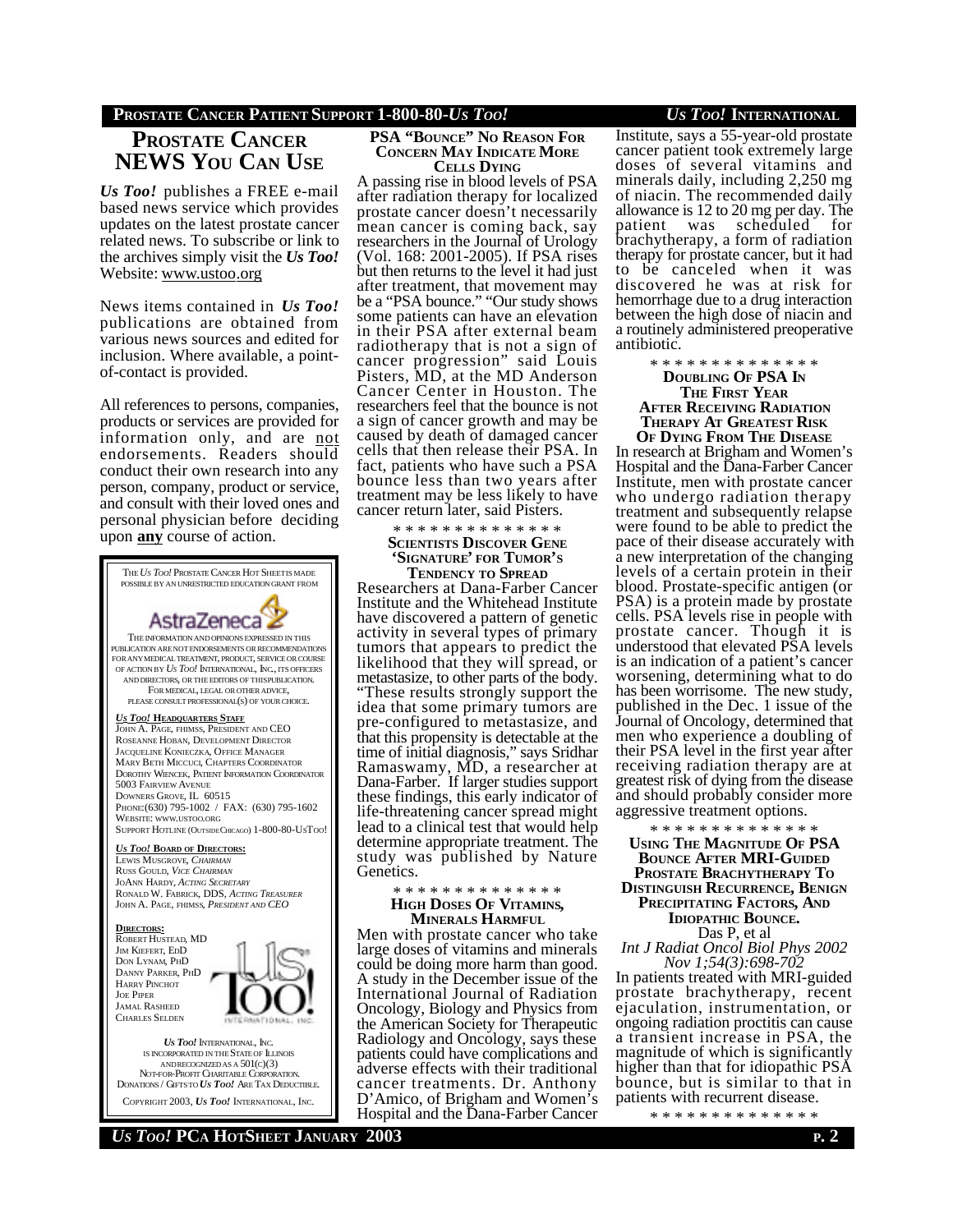## PROSTATE CANCER NEWS YOU CAN USE

***Us Too!*** publishes a FREE e-mail based news service which provides updates on the latest prostate cancer related news. To subscribe or link to the archives simply visit the ***Us Too!*** Website: www.ustoo.org

News items contained in ***Us Too!*** publications are obtained from various news sources and edited for inclusion. Where available, a point-of-contact is provided.

All references to persons, companies, products or services are provided for information only, and are not endorsements. Readers should conduct their own research into any person, company, product or service, and consult with their loved ones and personal physician before deciding upon **any** course of action.

THE *US TOO!* PROSTATE CANCER HOT SHEET IS MADE POSSIBLE BY AN UNRESTRICTED EDUCATION GRANT FROM

AstraZeneca

THE INFORMATION AND OPINIONS EXPRESSED IN THIS PUBLICATION ARE NOT ENDORSEMENTS OR RECOMMENDATIONS FOR ANY MEDICAL TREATMENT, PRODUCT, SERVICE OR COURSE OF ACTION BY *US TOO!* INTERNATIONAL, INC., ITS OFFICERS AND DIRECTORS, OR THE EDITORS OF THIS PUBLICATION. FOR MEDICAL, LEGAL OR OTHER ADVICE, PLEASE CONSULT PROFESSIONAL(S) OF YOUR CHOICE.

***US TOO!* HEADQUARTERS STAFF**
JOHN A. PAGE, FHIMSS, PRESIDENT AND CEO
ROSEANNE HOBAN, DEVELOPMENT DIRECTOR
JACQUELINE KONIECZKA, OFFICE MANAGER
MARY BETH MICCUCI, CHAPTERS COORDINATOR
DOROTHY WIENCEK, PATIENT INFORMATION COORDINATOR
5003 FAIRVIEW AVENUE
DOWNERS GROVE, IL 60515
PHONE:(630) 795-1002 / FAX: (630) 795-1602
WEBSITE: WWW.USTOO.ORG
SUPPORT HOTLINE (OUTSIDE CHICAGO) 1-800-80-USTOO!

***US TOO!* BOARD OF DIRECTORS:**
LEWIS MUSGROVE, *CHAIRMAN*
RUSS GOULD, *VICE CHAIRMAN*
JOANN HARDY, *ACTING SECRETARY*
RONALD W. FABRICK, DDS, *ACTING TREASURER*
JOHN A. PAGE, FHIMSS, *PRESIDENT AND CEO*

**DIRECTORS:**
ROBERT HUSTEAD, MD
JIM KIEFERT, EDD
DON LYNAM, PHD
DANNY PARKER, PHD
HARRY PINCHOT
JOE PIPER
JAMAL RASHEED
CHARLES SELDEN

*US TOO!* INTERNATIONAL, INC. IS INCORPORATED IN THE STATE OF ILLINOIS AND RECOGNIZED AS A 501(C)(3) NOT-FOR-PROFIT CHARITABLE CORPORATION. DONATIONS / GIFTS TO *US TOO!* ARE TAX DEDUCTIBLE.

COPYRIGHT 2003, *US TOO!* INTERNATIONAL, INC.

### PSA "BOUNCE" NO REASON FOR CONCERN MAY INDICATE MORE CELLS DYING

A passing rise in blood levels of PSA after radiation therapy for localized prostate cancer doesn't necessarily mean cancer is coming back, say researchers in the Journal of Urology (Vol. 168: 2001-2005). If PSA rises but then returns to the level it had just after treatment, that movement may be a "PSA bounce." "Our study shows some patients can have an elevation in their PSA after external beam radiotherapy that is not a sign of cancer progression" said Louis Pisters, MD, at the MD Anderson Cancer Center in Houston. The researchers feel that the bounce is not a sign of cancer growth and may be caused by death of damaged cancer cells that then release their PSA. In fact, patients who have such a PSA bounce less than two years after treatment may be less likely to have cancer return later, said Pisters.

\* \* \* \* \* \* \* \* \* \* \* \* \* \*

### SCIENTISTS DISCOVER GENE 'SIGNATURE' FOR TUMOR'S TENDENCY TO SPREAD

Researchers at Dana-Farber Cancer Institute and the Whitehead Institute have discovered a pattern of genetic activity in several types of primary tumors that appears to predict the likelihood that they will spread, or metastasize, to other parts of the body. "These results strongly support the idea that some primary tumors are pre-configured to metastasize, and that this propensity is detectable at the time of initial diagnosis," says Sridhar Ramaswamy, MD, a researcher at Dana-Farber. If larger studies support these findings, this early indicator of life-threatening cancer spread might lead to a clinical test that would help determine appropriate treatment. The study was published by Nature Genetics.

\* \* \* \* \* \* \* \* \* \* \* \* \* \*

### HIGH DOSES OF VITAMINS, MINERALS HARMFUL

Men with prostate cancer who take large doses of vitamins and minerals could be doing more harm than good. A study in the December issue of the International Journal of Radiation Oncology, Biology and Physics from the American Society for Therapeutic Radiology and Oncology, says these patients could have complications and adverse effects with their traditional cancer treatments. Dr. Anthony D'Amico, of Brigham and Women's Hospital and the Dana-Farber Cancer Institute, says a 55-year-old prostate cancer patient took extremely large doses of several vitamins and minerals daily, including 2,250 mg of niacin. The recommended daily allowance is 12 to 20 mg per day. The patient was scheduled for brachytherapy, a form of radiation therapy for prostate cancer, but it had to be canceled when it was discovered he was at risk for hemorrhage due to a drug interaction between the high dose of niacin and a routinely administered preoperative antibiotic.

\* \* \* \* \* \* \* \* \* \* \* \* \* \*

### DOUBLING OF PSA IN THE FIRST YEAR AFTER RECEIVING RADIATION THERAPY AT GREATEST RISK OF DYING FROM THE DISEASE

In research at Brigham and Women's Hospital and the Dana-Farber Cancer Institute, men with prostate cancer who undergo radiation therapy treatment and subsequently relapse were found to be able to predict the pace of their disease accurately with a new interpretation of the changing levels of a certain protein in their blood. Prostate-specific antigen (or PSA) is a protein made by prostate cells. PSA levels rise in people with prostate cancer. Though it is understood that elevated PSA levels is an indication of a patient's cancer worsening, determining what to do has been worrisome. The new study, published in the Dec. 1 issue of the Journal of Oncology, determined that men who experience a doubling of their PSA level in the first year after receiving radiation therapy are at greatest risk of dying from the disease and should probably consider more aggressive treatment options.

\* \* \* \* \* \* \* \* \* \* \* \* \* \*

### USING THE MAGNITUDE OF PSA BOUNCE AFTER MRI-GUIDED PROSTATE BRACHYTHERAPY TO DISTINGUISH RECURRENCE, BENIGN PRECIPITATING FACTORS, AND IDIOPATHIC BOUNCE.

Das P, et al
*Int J Radiat Oncol Biol Phys 2002 Nov 1;54(3):698-702*

In patients treated with MRI-guided prostate brachytherapy, recent ejaculation, instrumentation, or ongoing radiation proctitis can cause a transient increase in PSA, the magnitude of which is significantly higher than that for idiopathic PSA bounce, but is similar to that in patients with recurrent disease.

\* \* \* \* \* \* \* \* \* \* \* \* \* \*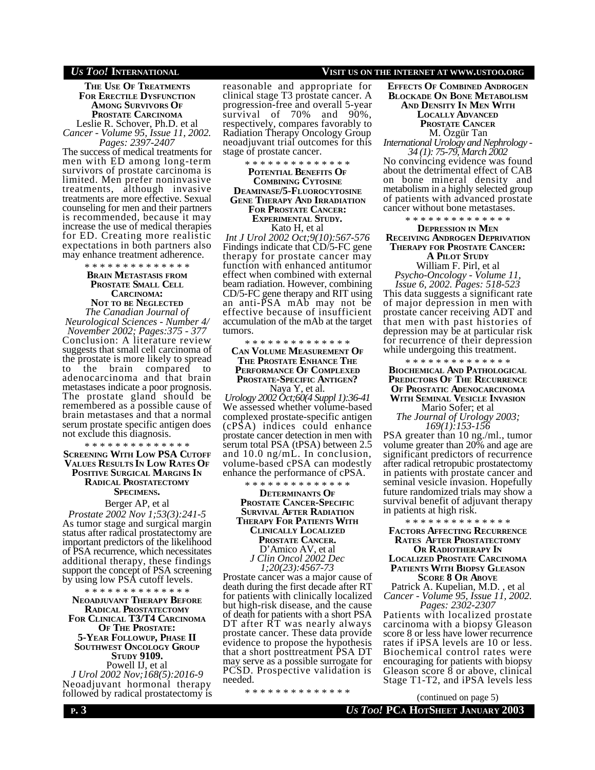### The Use Of Treatments For Erectile Dysfunction Among Survivors Of Prostate Carcinoma

Leslie R. Schover, Ph.D. et al

*Cancer - Volume 95, Issue 11, 2002. Pages: 2397-2407*

The success of medical treatments for men with ED among long-term survivors of prostate carcinoma is limited. Men prefer noninvasive treatments, although invasive treatments are more effective. Sexual counseling for men and their partners is recommended, because it may increase the use of medical therapies for ED. Creating more realistic expectations in both partners also may enhance treatment adherence.

\* \* \* \* \* \* \* \* \* \* \* \* \* \*

### Brain Metastasis from Prostate Small Cell Carcinoma: Not to be Neglected

*The Canadian Journal of Neurological Sciences - Number 4/ November 2002; Pages:375 - 377*

Conclusion: A literature review suggests that small cell carcinoma of the prostate is more likely to spread to the brain compared to adenocarcinoma and that brain metastases indicate a poor prognosis. The prostate gland should be remembered as a possible cause of brain metastases and that a normal serum prostate specific antigen does not exclude this diagnosis.

\* \* \* \* \* \* \* \* \* \* \* \* \* \*

### Screening With Low PSA Cutoff Values Results In Low Rates Of Positive Surgical Margins In Radical Prostatectomy Specimens.

Berger AP, et al

*Prostate 2002 Nov 1;53(3):241-5*

As tumor stage and surgical margin status after radical prostatectomy are important predictors of the likelihood of PSA recurrence, which necessitates additional therapy, these findings support the concept of PSA screening by using low PSA cutoff levels.

\* \* \* \* \* \* \* \* \* \* \* \* \* \*

### Neoadjuvant Therapy Before Radical Prostatectomy For Clinical T3/T4 Carcinoma Of The Prostate: 5-Year Followup, Phase II Southwest Oncology Group Study 9109.

Powell IJ, et al

*J Urol 2002 Nov;168(5):2016-9*

Neoadjuvant hormonal therapy followed by radical prostatectomy is reasonable and appropriate for clinical stage T3 prostate cancer. A progression-free and overall 5-year survival of 70% and 90%, respectively, compares favorably to Radiation Therapy Oncology Group neoadjuvant trial outcomes for this stage of prostate cancer.

\* \* \* \* \* \* \* \* \* \* \* \* \* \*

### Potential Benefits Of Combining Cytosine Deaminase/5-Fluorocytosine Gene Therapy And Irradiation For Prostate Cancer: Experimental Study.

Kato H, et al

*Int J Urol 2002 Oct;9(10):567-576*

Findings indicate that CD/5-FC gene therapy for prostate cancer may function with enhanced antitumor effect when combined with external beam radiation. However, combining CD/5-FC gene therapy and RIT using an anti-PSA mAb may not be effective because of insufficient accumulation of the mAb at the target tumors.

\* \* \* \* \* \* \* \* \* \* \* \* \* \*

### Can Volume Measurement Of The Prostate Enhance The Performance Of Complexed Prostate-Specific Antigen?

Naya Y, et al.

*Urology 2002 Oct;60(4 Suppl 1):36-41*

We assessed whether volume-based complexed prostate-specific antigen (cPSA) indices could enhance prostate cancer detection in men with serum total PSA (tPSA) between 2.5 and 10.0 ng/mL. In conclusion, volume-based cPSA can modestly enhance the performance of cPSA.

\* \* \* \* \* \* \* \* \* \* \* \* \* \*

### Determinants Of Prostate Cancer-Specific Survival After Radiation Therapy For Patients With Clinically Localized Prostate Cancer.

D'Amico AV, et al

*J Clin Oncol 2002 Dec 1;20(23):4567-73*

Prostate cancer was a major cause of death during the first decade after RT for patients with clinically localized but high-risk disease, and the cause of death for patients with a short PSA DT after RT was nearly always prostate cancer. These data provide evidence to propose the hypothesis that a short posttreatment PSA DT may serve as a possible surrogate for PCSD. Prospective validation is needed.

\* \* \* \* \* \* \* \* \* \* \* \* \* \*

### Effects Of Combined Androgen Blockade On Bone Metabolism And Density In Men With Locally Advanced Prostate Cancer

M. Özgür Tan

*International Urology and Nephrology - 34 (1): 75-79, March 2002*

No convincing evidence was found about the detrimental effect of CAB on bone mineral density and metabolism in a highly selected group of patients with advanced prostate cancer without bone metastases.

\* \* \* \* \* \* \* \* \* \* \* \* \* \*

### Depression in Men Receiving Androgen Deprivation Therapy for Prostate Cancer: A Pilot Study

William F. Pirl, et al

*Psycho-Oncology - Volume 11, Issue 6, 2002. Pages: 518-523*

This data suggests a significant rate of major depression in men with prostate cancer receiving ADT and that men with past histories of depression may be at particular risk for recurrence of their depression while undergoing this treatment.

\* \* \* \* \* \* \* \* \* \* \* \* \* \*

### Biochemical And Pathological Predictors Of The Recurrence Of Prostatic Adenocarcinoma With Seminal Vesicle Invasion

Mario Sofer; et al

*The Journal of Urology 2003; 169(1):153-156*

PSA greater than 10 ng./ml., tumor volume greater than 20% and age are significant predictors of recurrence after radical retropubic prostatectomy in patients with prostate cancer and seminal vesicle invasion. Hopefully future randomized trials may show a survival benefit of adjuvant therapy in patients at high risk.

\* \* \* \* \* \* \* \* \* \* \* \* \* \*

### Factors Affecting Recurrence Rates After Prostatectomy Or Radiotherapy In Localized Prostate Carcinoma Patients With Biopsy Gleason Score 8 Or Above

Patrick A. Kupelian, M.D. , et al

*Cancer - Volume 95, Issue 11, 2002. Pages: 2302-2307*

Patients with localized prostate carcinoma with a biopsy Gleason score 8 or less have lower recurrence rates if iPSA levels are 10 or less. Biochemical control rates were encouraging for patients with biopsy Gleason score 8 or above, clinical Stage T1-T2, and iPSA levels less

(continued on page 5)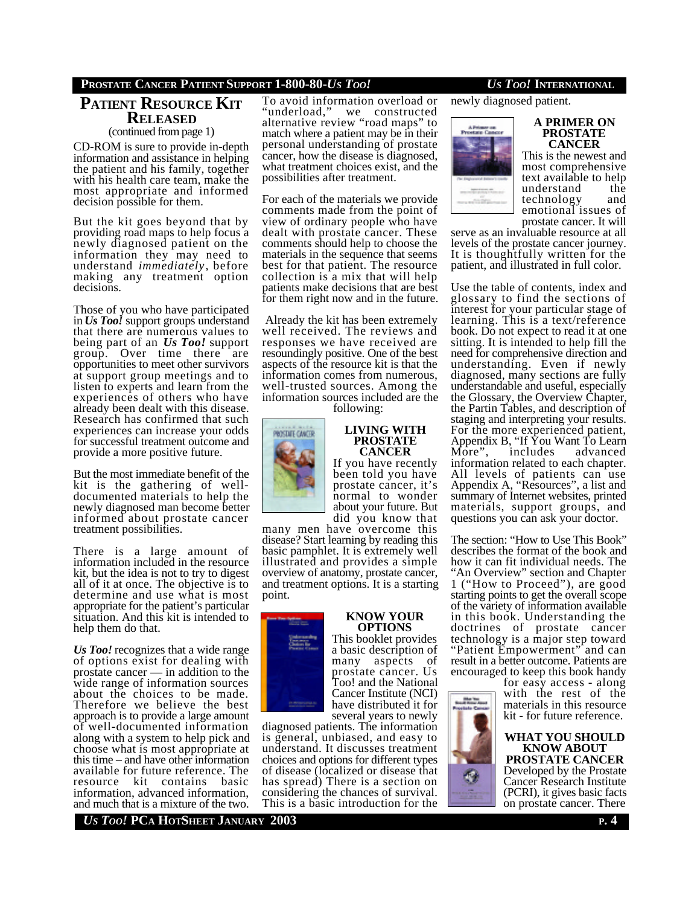## Patient Resource Kit Released

(continued from page 1)

CD-ROM is sure to provide in-depth information and assistance in helping the patient and his family, together with his health care team, make the most appropriate and informed decision possible for them.

But the kit goes beyond that by providing road maps to help focus a newly diagnosed patient on the information they may need to understand *immediately*, before making any treatment option decisions.

Those of you who have participated in ***Us Too!*** support groups understand that there are numerous values to being part of an ***Us Too!*** support group. Over time there are opportunities to meet other survivors at support group meetings and to listen to experts and learn from the experiences of others who have already been dealt with this disease. Research has confirmed that such experiences can increase your odds for successful treatment outcome and provide a more positive future.

But the most immediate benefit of the kit is the gathering of well-documented materials to help the newly diagnosed man become better informed about prostate cancer treatment possibilities.

There is a large amount of information included in the resource kit, but the idea is not to try to digest all of it at once. The objective is to determine and use what is most appropriate for the patient's particular situation. And this kit is intended to help them do that.

***Us Too!*** recognizes that a wide range of options exist for dealing with prostate cancer — in addition to the wide range of information sources about the choices to be made. Therefore we believe the best approach is to provide a large amount of well-documented information along with a system to help pick and choose what is most appropriate at this time – and have other information available for future reference. The resource kit contains basic information, advanced information, and much that is a mixture of the two.

To avoid information overload or "underload," we constructed alternative review "road maps" to match where a patient may be in their personal understanding of prostate cancer, how the disease is diagnosed, what treatment choices exist, and the possibilities after treatment.

For each of the materials we provide comments made from the point of view of ordinary people who have dealt with prostate cancer. These comments should help to choose the materials in the sequence that seems best for that patient. The resource collection is a mix that will help patients make decisions that are best for them right now and in the future.

Already the kit has been extremely well received. The reviews and responses we have received are resoundingly positive. One of the best aspects of the resource kit is that the information comes from numerous, well-trusted sources. Among the information sources included are the following:

### Living with Prostate Cancer

If you have recently been told you have prostate cancer, it's normal to wonder about your future. But did you know that many men have overcome this disease? Start learning by reading this basic pamphlet. It is extremely well illustrated and provides a simple overview of anatomy, prostate cancer, and treatment options. It is a starting point.

### Know Your Options

This booklet provides a basic description of many aspects of prostate cancer. Us Too! and the National Cancer Institute (NCI) have distributed it for several years to newly diagnosed patients. The information is general, unbiased, and easy to understand. It discusses treatment choices and options for different types of disease (localized or disease that has spread) There is a section on considering the chances of survival. This is a basic introduction for the newly diagnosed patient.

### A Primer on Prostate Cancer

This is the newest and most comprehensive text available to help understand the technology and emotional issues of prostate cancer. It will serve as an invaluable resource at all levels of the prostate cancer journey. It is thoughtfully written for the patient, and illustrated in full color.

Use the table of contents, index and glossary to find the sections of interest for your particular stage of learning. This is a text/reference book. Do not expect to read it at one sitting. It is intended to help fill the need for comprehensive direction and understanding. Even if newly diagnosed, many sections are fully understandable and useful, especially the Glossary, the Overview Chapter, the Partin Tables, and description of staging and interpreting your results. For the more experienced patient, Appendix B, "If You Want To Learn More", includes advanced information related to each chapter. All levels of patients can use Appendix A, "Resources", a list and summary of Internet websites, printed materials, support groups, and questions you can ask your doctor.

The section: "How to Use This Book" describes the format of the book and how it can fit individual needs. The "An Overview" section and Chapter 1 ("How to Proceed"), are good starting points to get the overall scope of the variety of information available in this book. Understanding the doctrines of prostate cancer technology is a major step toward "Patient Empowerment" and can result in a better outcome. Patients are encouraged to keep this book handy for easy access - along with the rest of the materials in this resource kit - for future reference.

### What You Should Know About Prostate Cancer

Developed by the Prostate Cancer Research Institute (PCRI), it gives basic facts on prostate cancer. There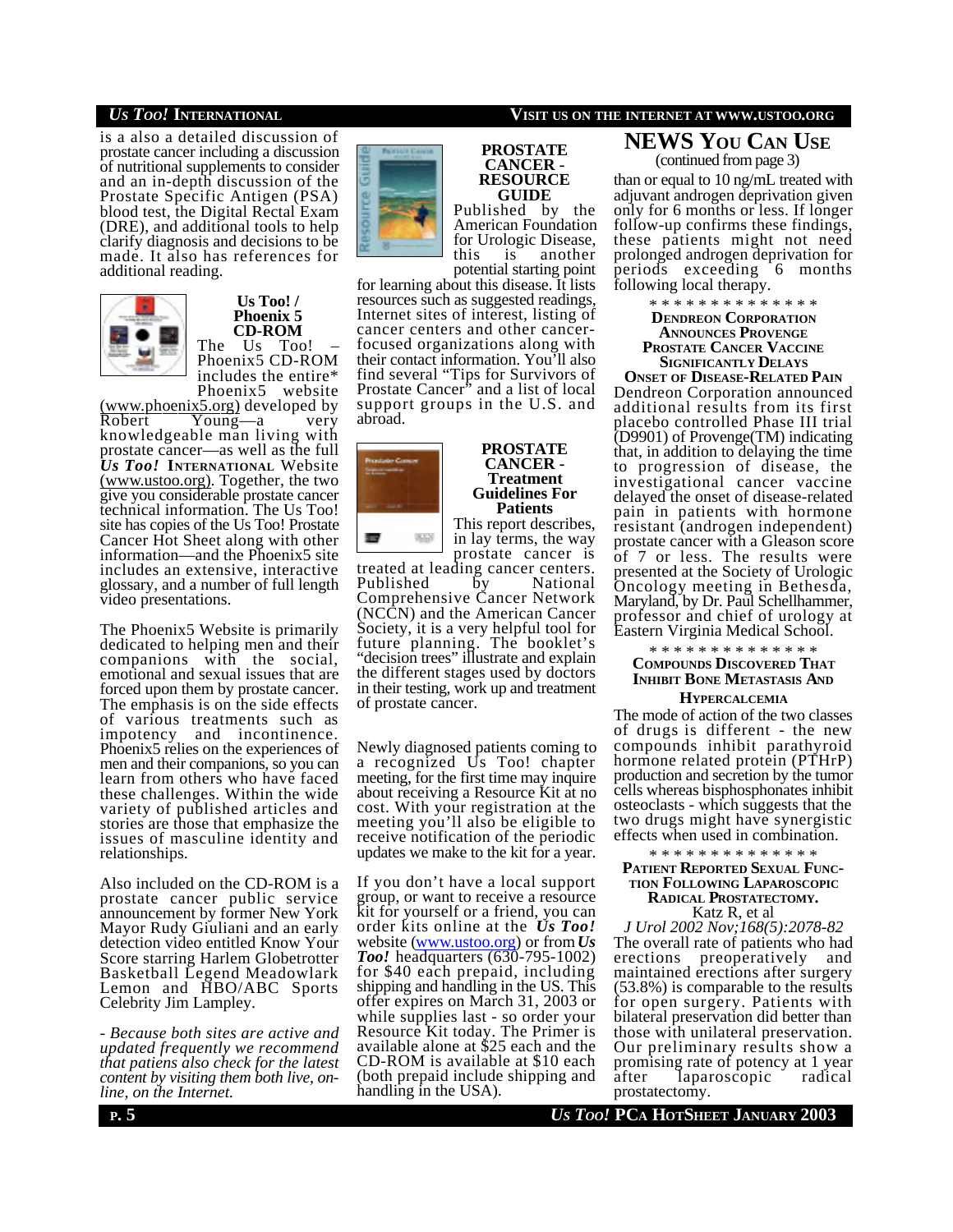is a also a detailed discussion of prostate cancer including a discussion of nutritional supplements to consider and an in-depth discussion of the Prostate Specific Antigen (PSA) blood test, the Digital Rectal Exam (DRE), and additional tools to help clarify diagnosis and decisions to be made. It also has references for additional reading.

### Us Too! / Phoenix 5 CD-ROM

The Us Too! – Phoenix5 CD-ROM includes the entire* Phoenix5 website (www.phoenix5.org) developed by Robert Young—a very knowledgeable man living with prostate cancer—as well as the full *Us Too!* INTERNATIONAL Website (www.ustoo.org). Together, the two give you considerable prostate cancer technical information. The Us Too! site has copies of the Us Too! Prostate Cancer Hot Sheet along with other information—and the Phoenix5 site includes an extensive, interactive glossary, and a number of full length video presentations.

The Phoenix5 Website is primarily dedicated to helping men and their companions with the social, emotional and sexual issues that are forced upon them by prostate cancer. The emphasis is on the side effects of various treatments such as impotency and incontinence. Phoenix5 relies on the experiences of men and their companions, so you can learn from others who have faced these challenges. Within the wide variety of published articles and stories are those that emphasize the issues of masculine identity and relationships.

Also included on the CD-ROM is a prostate cancer public service announcement by former New York Mayor Rudy Giuliani and an early detection video entitled Know Your Score starring Harlem Globetrotter Basketball Legend Meadowlark Lemon and HBO/ABC Sports Celebrity Jim Lampley.

*- Because both sites are active and updated frequently we recommend that patiens also check for the latest content by visiting them both live, on-line, on the Internet.*

### PROSTATE CANCER - RESOURCE GUIDE

Published by the American Foundation for Urologic Disease, this is another potential starting point for learning about this disease. It lists resources such as suggested readings, Internet sites of interest, listing of cancer centers and other cancer-focused organizations along with their contact information. You'll also find several "Tips for Survivors of Prostate Cancer" and a list of local support groups in the U.S. and abroad.

### PROSTATE CANCER - Treatment Guidelines For Patients

This report describes, in lay terms, the way prostate cancer is treated at leading cancer centers. Published by National Comprehensive Cancer Network (NCCN) and the American Cancer Society, it is a very helpful tool for future planning. The booklet's "decision trees" illustrate and explain the different stages used by doctors in their testing, work up and treatment of prostate cancer.

Newly diagnosed patients coming to a recognized Us Too! chapter meeting, for the first time may inquire about receiving a Resource Kit at no cost. With your registration at the meeting you'll also be eligible to receive notification of the periodic updates we make to the kit for a year.

If you don't have a local support group, or want to receive a resource kit for yourself or a friend, you can order kits online at the ***Us Too!*** website (www.ustoo.org) or from ***Us Too!*** headquarters (630-795-1002) for $40 each prepaid, including shipping and handling in the US. This offer expires on March 31, 2003 or while supplies last - so order your Resource Kit today. The Primer is available alone at $25 each and the CD-ROM is available at $10 each (both prepaid include shipping and handling in the USA).

## NEWS YOU CAN USE

(continued from page 3)

than or equal to 10 ng/mL treated with adjuvant androgen deprivation given only for 6 months or less. If longer follow-up confirms these findings, these patients might not need prolonged androgen deprivation for periods exceeding 6 months following local therapy.

\* \* \* \* \* \* \* \* \* \* \* \* \* \*

### DENDREON CORPORATION ANNOUNCES PROVENGE PROSTATE CANCER VACCINE SIGNIFICANTLY DELAYS ONSET OF DISEASE-RELATED PAIN

Dendreon Corporation announced additional results from its first placebo controlled Phase III trial (D9901) of Provenge(TM) indicating that, in addition to delaying the time to progression of disease, the investigational cancer vaccine delayed the onset of disease-related pain in patients with hormone resistant (androgen independent) prostate cancer with a Gleason score of 7 or less. The results were presented at the Society of Urologic Oncology meeting in Bethesda, Maryland, by Dr. Paul Schellhammer, professor and chief of urology at Eastern Virginia Medical School.

\* \* \* \* \* \* \* \* \* \* \* \* \* \*

### COMPOUNDS DISCOVERED THAT INHIBIT BONE METASTASIS AND HYPERCALCEMIA

The mode of action of the two classes of drugs is different - the new compounds inhibit parathyroid hormone related protein (PTHrP) production and secretion by the tumor cells whereas bisphosphonates inhibit osteoclasts - which suggests that the two drugs might have synergistic effects when used in combination.

\* \* \* \* \* \* \* \* \* \* \* \* \* \*

### PATIENT REPORTED SEXUAL FUNCTION FOLLOWING LAPAROSCOPIC RADICAL PROSTATECTOMY.

Katz R, et al

*J Urol 2002 Nov;168(5):2078-82*

The overall rate of patients who had erections preoperatively and maintained erections after surgery (53.8%) is comparable to the results for open surgery. Patients with bilateral preservation did better than those with unilateral preservation. Our preliminary results show a promising rate of potency at 1 year after laparoscopic radical prostatectomy.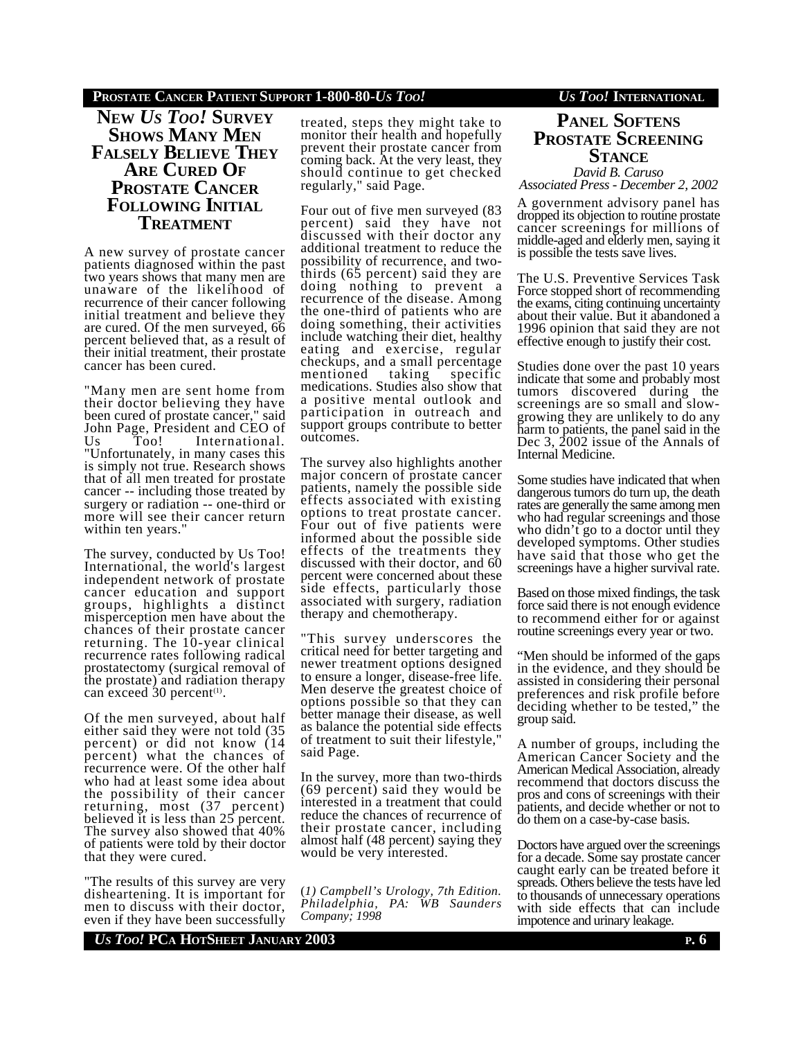## New *Us Too!* Survey Shows Many Men Falsely Believe They Are Cured Of Prostate Cancer Following Initial Treatment

A new survey of prostate cancer patients diagnosed within the past two years shows that many men are unaware of the likelihood of recurrence of their cancer following initial treatment and believe they are cured. Of the men surveyed, 66 percent believed that, as a result of their initial treatment, their prostate cancer has been cured.

"Many men are sent home from their doctor believing they have been cured of prostate cancer," said John Page, President and CEO of Us Too! International. "Unfortunately, in many cases this is simply not true. Research shows that of all men treated for prostate cancer -- including those treated by surgery or radiation -- one-third or more will see their cancer return within ten years."

The survey, conducted by Us Too! International, the world's largest independent network of prostate cancer education and support groups, highlights a distinct misperception men have about the chances of their prostate cancer returning. The 10-year clinical recurrence rates following radical prostatectomy (surgical removal of the prostate) and radiation therapy can exceed 30 percent[1].

Of the men surveyed, about half either said they were not told (35 percent) or did not know (14 percent) what the chances of recurrence were. Of the other half who had at least some idea about the possibility of their cancer returning, most (37 percent) believed it is less than 25 percent. The survey also showed that 40% of patients were told by their doctor that they were cured.

"The results of this survey are very disheartening. It is important for men to discuss with their doctor, even if they have been successfully treated, steps they might take to monitor their health and hopefully prevent their prostate cancer from coming back. At the very least, they should continue to get checked regularly," said Page.

Four out of five men surveyed (83 percent) said they have not discussed with their doctor any additional treatment to reduce the possibility of recurrence, and two-thirds (65 percent) said they are doing nothing to prevent a recurrence of the disease. Among the one-third of patients who are doing something, their activities include watching their diet, healthy eating and exercise, regular checkups, and a small percentage mentioned taking specific medications. Studies also show that a positive mental outlook and participation in outreach and support groups contribute to better outcomes.

The survey also highlights another major concern of prostate cancer patients, namely the possible side effects associated with existing options to treat prostate cancer. Four out of five patients were informed about the possible side effects of the treatments they discussed with their doctor, and 60 percent were concerned about these side effects, particularly those associated with surgery, radiation therapy and chemotherapy.

"This survey underscores the critical need for better targeting and newer treatment options designed to ensure a longer, disease-free life. Men deserve the greatest choice of options possible so that they can better manage their disease, as well as balance the potential side effects of treatment to suit their lifestyle," said Page.

In the survey, more than two-thirds (69 percent) said they would be interested in a treatment that could reduce the chances of recurrence of their prostate cancer, including almost half (48 percent) saying they would be very interested.

*(1) Campbell's Urology, 7th Edition. Philadelphia, PA: WB Saunders Company; 1998*

## Panel Softens Prostate Screening Stance

*David B. Caruso*
*Associated Press - December 2, 2002*

A government advisory panel has dropped its objection to routine prostate cancer screenings for millions of middle-aged and elderly men, saying it is possible the tests save lives.

The U.S. Preventive Services Task Force stopped short of recommending the exams, citing continuing uncertainty about their value. But it abandoned a 1996 opinion that said they are not effective enough to justify their cost.

Studies done over the past 10 years indicate that some and probably most tumors discovered during the screenings are so small and slow-growing they are unlikely to do any harm to patients, the panel said in the Dec 3, 2002 issue of the Annals of Internal Medicine.

Some studies have indicated that when dangerous tumors do turn up, the death rates are generally the same among men who had regular screenings and those who didn't go to a doctor until they developed symptoms. Other studies have said that those who get the screenings have a higher survival rate.

Based on those mixed findings, the task force said there is not enough evidence to recommend either for or against routine screenings every year or two.

"Men should be informed of the gaps in the evidence, and they should be assisted in considering their personal preferences and risk profile before deciding whether to be tested," the group said.

A number of groups, including the American Cancer Society and the American Medical Association, already recommend that doctors discuss the pros and cons of screenings with their patients, and decide whether or not to do them on a case-by-case basis.

Doctors have argued over the screenings for a decade. Some say prostate cancer caught early can be treated before it spreads. Others believe the tests have led to thousands of unnecessary operations with side effects that can include impotence and urinary leakage.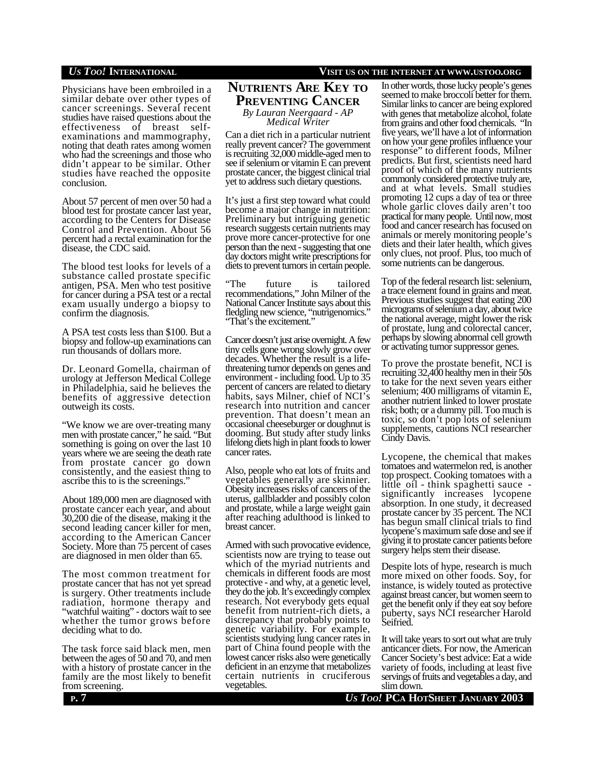Physicians have been embroiled in a similar debate over other types of cancer screenings. Several recent studies have raised questions about the effectiveness of breast self-examinations and mammography, noting that death rates among women who had the screenings and those who didn't appear to be similar. Other studies have reached the opposite conclusion.

About 57 percent of men over 50 had a blood test for prostate cancer last year, according to the Centers for Disease Control and Prevention. About 56 percent had a rectal examination for the disease, the CDC said.

The blood test looks for levels of a substance called prostate specific antigen, PSA. Men who test positive for cancer during a PSA test or a rectal exam usually undergo a biopsy to confirm the diagnosis.

A PSA test costs less than $100. But a biopsy and follow-up examinations can run thousands of dollars more.

Dr. Leonard Gomella, chairman of urology at Jefferson Medical College in Philadelphia, said he believes the benefits of aggressive detection outweigh its costs.

"We know we are over-treating many men with prostate cancer," he said. "But something is going on over the last 10 years where we are seeing the death rate from prostate cancer go down consistently, and the easiest thing to ascribe this to is the screenings."

About 189,000 men are diagnosed with prostate cancer each year, and about 30,200 die of the disease, making it the second leading cancer killer for men, according to the American Cancer Society. More than 75 percent of cases are diagnosed in men older than 65.

The most common treatment for prostate cancer that has not yet spread is surgery. Other treatments include radiation, hormone therapy and "watchful waiting" - doctors wait to see whether the tumor grows before deciding what to do.

The task force said black men, men between the ages of 50 and 70, and men with a history of prostate cancer in the family are the most likely to benefit from screening.

# Nutrients Are Key to Preventing Cancer

*By Lauran Neergaard - AP Medical Writer*

Can a diet rich in a particular nutrient really prevent cancer? The government is recruiting 32,000 middle-aged men to see if selenium or vitamin E can prevent prostate cancer, the biggest clinical trial yet to address such dietary questions.

It's just a first step toward what could become a major change in nutrition: Preliminary but intriguing genetic research suggests certain nutrients may prove more cancer-protective for one person than the next - suggesting that one day doctors might write prescriptions for diets to prevent tumors in certain people.

"The future is tailored recommendations," John Milner of the National Cancer Institute says about this fledgling new science, "nutrigenomics." "That's the excitement."

Cancer doesn't just arise overnight. A few tiny cells gone wrong slowly grow over decades. Whether the result is a life-threatening tumor depends on genes and environment - including food. Up to 35 percent of cancers are related to dietary habits, says Milner, chief of NCI's research into nutrition and cancer prevention. That doesn't mean an occasional cheeseburger or doughnut is dooming. But study after study links lifelong diets high in plant foods to lower cancer rates.

Also, people who eat lots of fruits and vegetables generally are skinnier. Obesity increases risks of cancers of the uterus, gallbladder and possibly colon and prostate, while a large weight gain after reaching adulthood is linked to breast cancer.

Armed with such provocative evidence, scientists now are trying to tease out which of the myriad nutrients and chemicals in different foods are most protective - and why, at a genetic level, they do the job. It's exceedingly complex research. Not everybody gets equal benefit from nutrient-rich diets, a discrepancy that probably points to genetic variability. For example, scientists studying lung cancer rates in part of China found people with the lowest cancer risks also were genetically deficient in an enzyme that metabolizes certain nutrients in cruciferous vegetables.

In other words, those lucky people's genes seemed to make broccoli better for them. Similar links to cancer are being explored with genes that metabolize alcohol, folate from grains and other food chemicals. "In five years, we'll have a lot of information on how your gene profiles influence your response" to different foods, Milner predicts. But first, scientists need hard proof of which of the many nutrients commonly considered protective truly are, and at what levels. Small studies promoting 12 cups a day of tea or three whole garlic cloves daily aren't too practical for many people. Until now, most food and cancer research has focused on animals or merely monitoring people's diets and their later health, which gives only clues, not proof. Plus, too much of some nutrients can be dangerous.

Top of the federal research list: selenium, a trace element found in grains and meat. Previous studies suggest that eating 200 micrograms of selenium a day, about twice the national average, might lower the risk of prostate, lung and colorectal cancer, perhaps by slowing abnormal cell growth or activating tumor suppressor genes.

To prove the prostate benefit, NCI is recruiting 32,400 healthy men in their 50s to take for the next seven years either selenium; 400 milligrams of vitamin E, another nutrient linked to lower prostate risk; both; or a dummy pill. Too much is toxic, so don't pop lots of selenium supplements, cautions NCI researcher Cindy Davis.

Lycopene, the chemical that makes tomatoes and watermelon red, is another top prospect. Cooking tomatoes with a little oil - think spaghetti sauce - significantly increases lycopene absorption. In one study, it decreased prostate cancer by 35 percent. The NCI has begun small clinical trials to find lycopene's maximum safe dose and see if giving it to prostate cancer patients before surgery helps stem their disease.

Despite lots of hype, research is much more mixed on other foods. Soy, for instance, is widely touted as protective against breast cancer, but women seem to get the benefit only if they eat soy before puberty, says NCI researcher Harold Seifried.

It will take years to sort out what are truly anticancer diets. For now, the American Cancer Society's best advice: Eat a wide variety of foods, including at least five servings of fruits and vegetables a day, and slim down.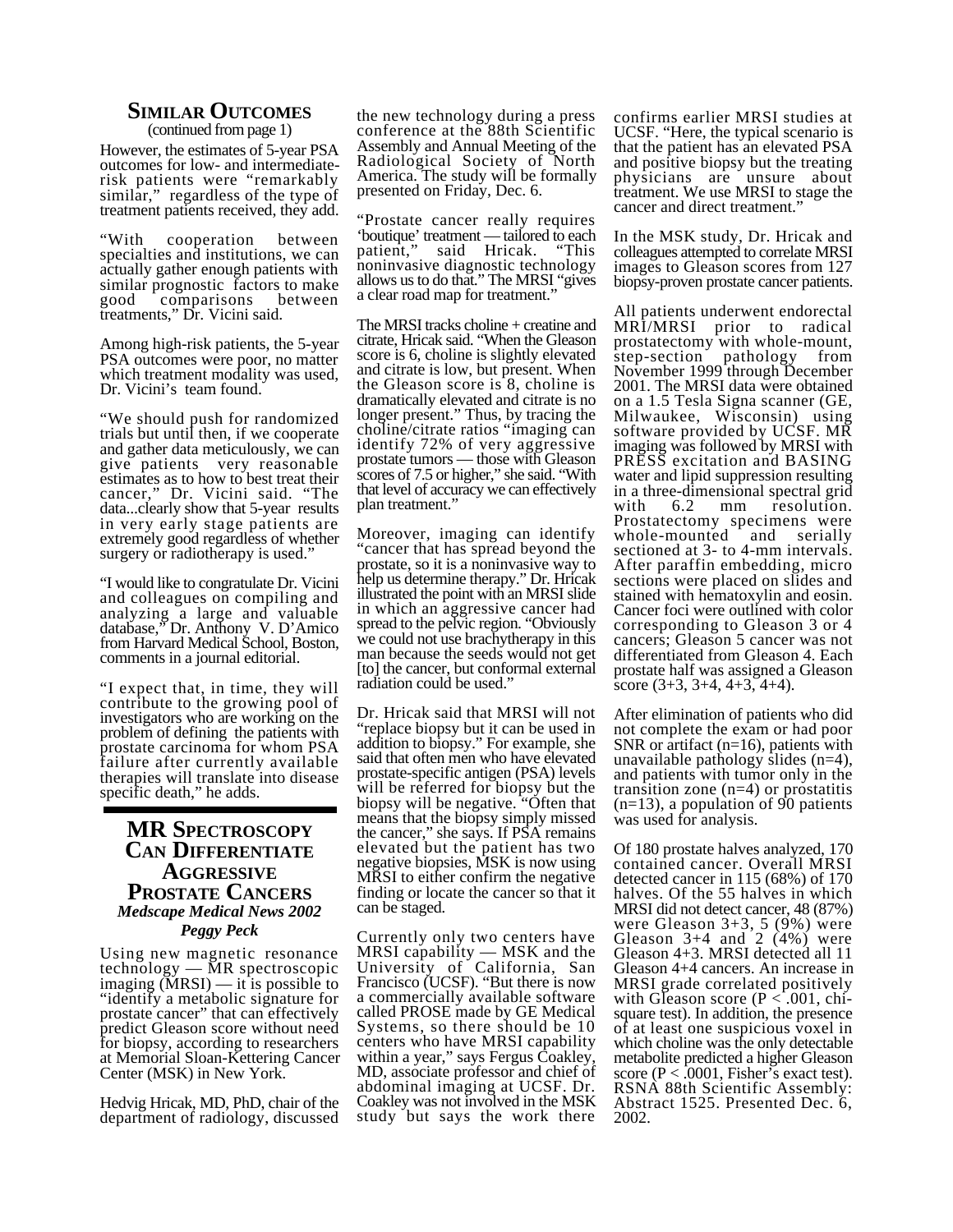## Similar Outcomes

(continued from page 1)

However, the estimates of 5-year PSA outcomes for low- and intermediate-risk patients were "remarkably similar," regardless of the type of treatment patients received, they add.

"With cooperation between specialties and institutions, we can actually gather enough patients with similar prognostic factors to make good comparisons between treatments," Dr. Vicini said.

Among high-risk patients, the 5-year PSA outcomes were poor, no matter which treatment modality was used, Dr. Vicini's team found.

"We should push for randomized trials but until then, if we cooperate and gather data meticulously, we can give patients very reasonable estimates as to how to best treat their cancer," Dr. Vicini said. "The data...clearly show that 5-year results in very early stage patients are extremely good regardless of whether surgery or radiotherapy is used."

"I would like to congratulate Dr. Vicini and colleagues on compiling and analyzing a large and valuable database," Dr. Anthony V. D'Amico from Harvard Medical School, Boston, comments in a journal editorial.

"I expect that, in time, they will contribute to the growing pool of investigators who are working on the problem of defining the patients with prostate carcinoma for whom PSA failure after currently available therapies will translate into disease specific death," he adds.

## MR Spectroscopy Can Differentiate Aggressive Prostate Cancers

***Medscape Medical News 2002***

***Peggy Peck***

Using new magnetic resonance technology — MR spectroscopic imaging (MRSI) — it is possible to "identify a metabolic signature for prostate cancer" that can effectively predict Gleason score without need for biopsy, according to researchers at Memorial Sloan-Kettering Cancer Center (MSK) in New York.

Hedvig Hricak, MD, PhD, chair of the department of radiology, discussed the new technology during a press conference at the 88th Scientific Assembly and Annual Meeting of the Radiological Society of North America. The study will be formally presented on Friday, Dec. 6.

"Prostate cancer really requires 'boutique' treatment — tailored to each patient," said Hricak. "This noninvasive diagnostic technology allows us to do that." The MRSI "gives a clear road map for treatment."

The MRSI tracks choline + creatine and citrate, Hricak said. "When the Gleason score is 6, choline is slightly elevated and citrate is low, but present. When the Gleason score is 8, choline is dramatically elevated and citrate is no longer present." Thus, by tracing the choline/citrate ratios "imaging can identify 72% of very aggressive prostate tumors — those with Gleason scores of 7.5 or higher," she said. "With that level of accuracy we can effectively plan treatment."

Moreover, imaging can identify "cancer that has spread beyond the prostate, so it is a noninvasive way to help us determine therapy." Dr. Hricak illustrated the point with an MRSI slide in which an aggressive cancer had spread to the pelvic region. "Obviously we could not use brachytherapy in this man because the seeds would not get [to] the cancer, but conformal external radiation could be used."

Dr. Hricak said that MRSI will not "replace biopsy but it can be used in addition to biopsy." For example, she said that often men who have elevated prostate-specific antigen (PSA) levels will be referred for biopsy but the biopsy will be negative. "Often that means that the biopsy simply missed the cancer," she says. If PSA remains elevated but the patient has two negative biopsies, MSK is now using MRSI to either confirm the negative finding or locate the cancer so that it can be staged.

Currently only two centers have MRSI capability — MSK and the University of California, San Francisco (UCSF). "But there is now a commercially available software called PROSE made by GE Medical Systems, so there should be 10 centers who have MRSI capability within a year," says Fergus Coakley, MD, associate professor and chief of abdominal imaging at UCSF. Dr. Coakley was not involved in the MSK study but says the work there confirms earlier MRSI studies at UCSF. "Here, the typical scenario is that the patient has an elevated PSA and positive biopsy but the treating physicians are unsure about treatment. We use MRSI to stage the cancer and direct treatment."

In the MSK study, Dr. Hricak and colleagues attempted to correlate MRSI images to Gleason scores from 127 biopsy-proven prostate cancer patients.

All patients underwent endorectal MRI/MRSI prior to radical prostatectomy with whole-mount, step-section pathology from November 1999 through December 2001. The MRSI data were obtained on a 1.5 Tesla Signa scanner (GE, Milwaukee, Wisconsin) using software provided by UCSF. MR imaging was followed by MRSI with PRESS excitation and BASING water and lipid suppression resulting in a three-dimensional spectral grid with 6.2 mm resolution. Prostatectomy specimens were whole-mounted and serially sectioned at 3- to 4-mm intervals. After paraffin embedding, micro sections were placed on slides and stained with hematoxylin and eosin. Cancer foci were outlined with color corresponding to Gleason 3 or 4 cancers; Gleason 5 cancer was not differentiated from Gleason 4. Each prostate half was assigned a Gleason score (3+3, 3+4, 4+3, 4+4).

After elimination of patients who did not complete the exam or had poor SNR or artifact (n=16), patients with unavailable pathology slides (n=4), and patients with tumor only in the transition zone (n=4) or prostatitis (n=13), a population of 90 patients was used for analysis.

Of 180 prostate halves analyzed, 170 contained cancer. Overall MRSI detected cancer in 115 (68%) of 170 halves. Of the 55 halves in which MRSI did not detect cancer, 48 (87%) were Gleason 3+3, 5 (9%) were Gleason 3+4 and 2 (4%) were Gleason 4+3. MRSI detected all 11 Gleason 4+4 cancers. An increase in MRSI grade correlated positively with Gleason score ($P < .001$, chi-square test). In addition, the presence of at least one suspicious voxel in which choline was the only detectable metabolite predicted a higher Gleason score ($P < .0001$, Fisher's exact test). RSNA 88th Scientific Assembly: Abstract 1525. Presented Dec. 6, 2002.